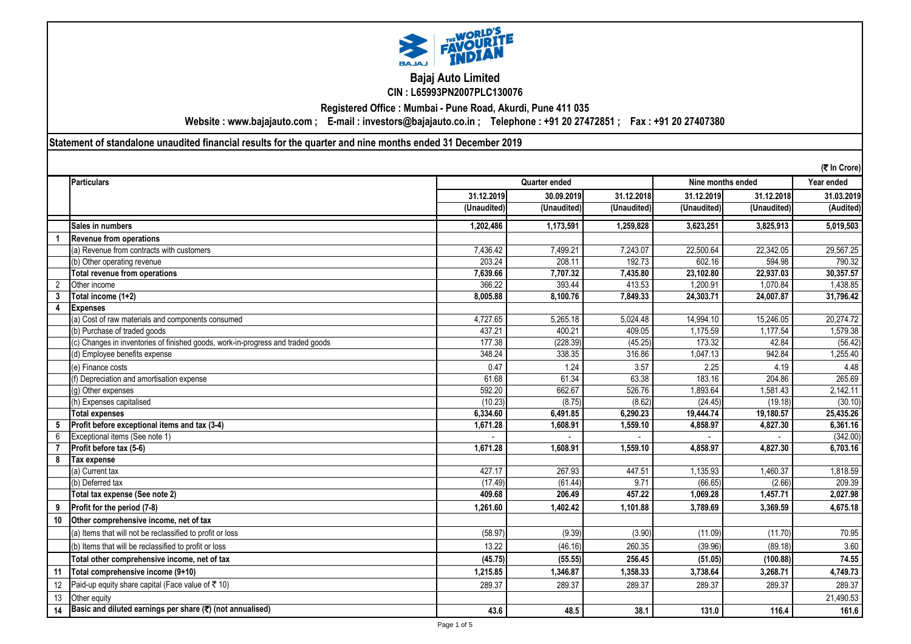# Bajaj Auto Limited

**CIN : L65993PN2007PLC130076**

**Registered Office : Mumbai - Pune Road, Akurdi, Pune 411 035**

**Website : www.bajajauto.com ; E-mail : investors@bajajauto.co.in ; Telephone : +91 20 27472851 ; Fax : +91 20 27407380**

## Statement of standalone unaudited financial results for the quarter and nine months ended 31 December 2019

(₹ In Crore)

| | Particulars | Quarter ended | | | Nine months ended | | Year ended |
|---|---|---|---|---|---|---|---|
| | | 31.12.2019 | 30.09.2019 | 31.12.2018 | 31.12.2019 | 31.12.2018 | 31.03.2019 |
| | | (Unaudited) | (Unaudited) | (Unaudited) | (Unaudited) | (Unaudited) | (Audited) |
| | **Sales in numbers** | **1,202,486** | **1,173,591** | **1,259,828** | **3,623,251** | **3,825,913** | **5,019,503** |
| **1** | **Revenue from operations** | | | | | | |
| | (a) Revenue from contracts with customers | 7,436.42 | 7,499.21 | 7,243.07 | 22,500.64 | 22,342.05 | 29,567.25 |
| | (b) Other operating revenue | 203.24 | 208.11 | 192.73 | 602.16 | 594.98 | 790.32 |
| | **Total revenue from operations** | **7,639.66** | **7,707.32** | **7,435.80** | **23,102.80** | **22,937.03** | **30,357.57** |
| 2 | Other income | 366.22 | 393.44 | 413.53 | 1,200.91 | 1,070.84 | 1,438.85 |
| **3** | **Total income (1+2)** | **8,005.88** | **8,100.76** | **7,849.33** | **24,303.71** | **24,007.87** | **31,796.42** |
| **4** | **Expenses** | | | | | | |
| | (a) Cost of raw materials and components consumed | 4,727.65 | 5,265.18 | 5,024.48 | 14,994.10 | 15,246.05 | 20,274.72 |
| | (b) Purchase of traded goods | 437.21 | 400.21 | 409.05 | 1,175.59 | 1,177.54 | 1,579.38 |
| | (c) Changes in inventories of finished goods, work-in-progress and traded goods | 177.38 | (228.39) | (45.25) | 173.32 | 42.84 | (56.42) |
| | (d) Employee benefits expense | 348.24 | 338.35 | 316.86 | 1,047.13 | 942.84 | 1,255.40 |
| | (e) Finance costs | 0.47 | 1.24 | 3.57 | 2.25 | 4.19 | 4.48 |
| | (f) Depreciation and amortisation expense | 61.68 | 61.34 | 63.38 | 183.16 | 204.86 | 265.69 |
| | (g) Other expenses | 592.20 | 662.67 | 526.76 | 1,893.64 | 1,581.43 | 2,142.11 |
| | (h) Expenses capitalised | (10.23) | (8.75) | (8.62) | (24.45) | (19.18) | (30.10) |
| | **Total expenses** | **6,334.60** | **6,491.85** | **6,290.23** | **19,444.74** | **19,180.57** | **25,435.26** |
| **5** | **Profit before exceptional items and tax (3-4)** | **1,671.28** | **1,608.91** | **1,559.10** | **4,858.97** | **4,827.30** | **6,361.16** |
| 6 | Exceptional items (See note 1) | - | - | - | - | - | (342.00) |
| **7** | **Profit before tax (5-6)** | **1,671.28** | **1,608.91** | **1,559.10** | **4,858.97** | **4,827.30** | **6,703.16** |
| **8** | **Tax expense** | | | | | | |
| | (a) Current tax | 427.17 | 267.93 | 447.51 | 1,135.93 | 1,460.37 | 1,818.59 |
| | (b) Deferred tax | (17.49) | (61.44) | 9.71 | (66.65) | (2.66) | 209.39 |
| | **Total tax expense (See note 2)** | **409.68** | **206.49** | **457.22** | **1,069.28** | **1,457.71** | **2,027.98** |
| **9** | **Profit for the period (7-8)** | **1,261.60** | **1,402.42** | **1,101.88** | **3,789.69** | **3,369.59** | **4,675.18** |
| **10** | **Other comprehensive income, net of tax** | | | | | | |
| | (a) Items that will not be reclassified to profit or loss | (58.97) | (9.39) | (3.90) | (11.09) | (11.70) | 70.95 |
| | (b) Items that will be reclassified to profit or loss | 13.22 | (46.16) | 260.35 | (39.96) | (89.18) | 3.60 |
| | **Total other comprehensive income, net of tax** | **(45.75)** | **(55.55)** | **256.45** | **(51.05)** | **(100.88)** | **74.55** |
| **11** | **Total comprehensive income (9+10)** | **1,215.85** | **1,346.87** | **1,358.33** | **3,738.64** | **3,268.71** | **4,749.73** |
| 12 | Paid-up equity share capital (Face value of ₹ 10) | 289.37 | 289.37 | 289.37 | 289.37 | 289.37 | 289.37 |
| 13 | Other equity | | | | | | 21,490.53 |
| **14** | **Basic and diluted earnings per share (₹) (not annualised)** | **43.6** | **48.5** | **38.1** | **131.0** | **116.4** | **161.6** |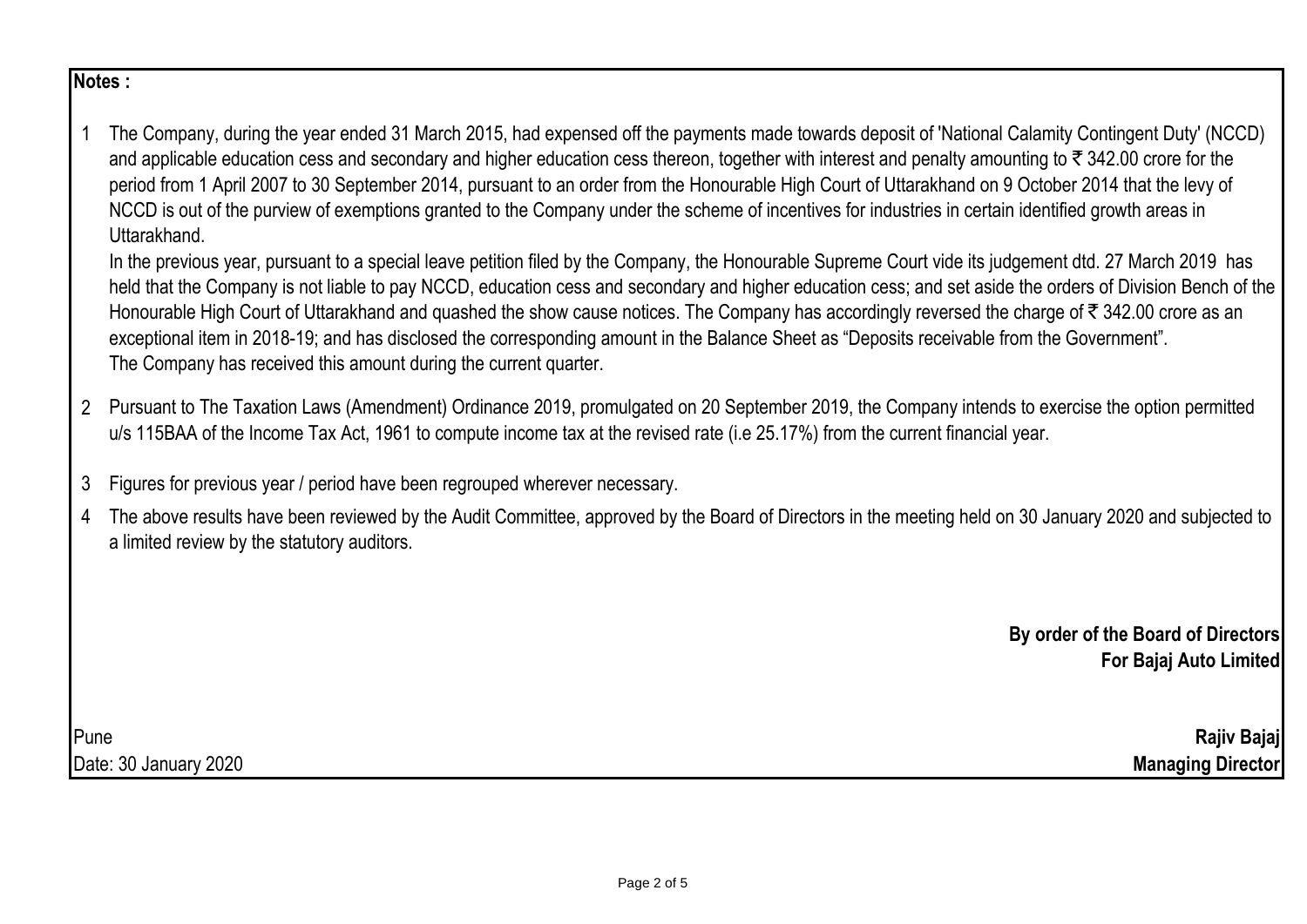**Notes :**

1. The Company, during the year ended 31 March 2015, had expensed off the payments made towards deposit of 'National Calamity Contingent Duty' (NCCD) and applicable education cess and secondary and higher education cess thereon, together with interest and penalty amounting to ₹ 342.00 crore for the period from 1 April 2007 to 30 September 2014, pursuant to an order from the Honourable High Court of Uttarakhand on 9 October 2014 that the levy of NCCD is out of the purview of exemptions granted to the Company under the scheme of incentives for industries in certain identified growth areas in Uttarakhand.

   In the previous year, pursuant to a special leave petition filed by the Company, the Honourable Supreme Court vide its judgement dtd. 27 March 2019 has held that the Company is not liable to pay NCCD, education cess and secondary and higher education cess; and set aside the orders of Division Bench of the Honourable High Court of Uttarakhand and quashed the show cause notices. The Company has accordingly reversed the charge of ₹ 342.00 crore as an exceptional item in 2018-19; and has disclosed the corresponding amount in the Balance Sheet as "Deposits receivable from the Government".
   The Company has received this amount during the current quarter.

2. Pursuant to The Taxation Laws (Amendment) Ordinance 2019, promulgated on 20 September 2019, the Company intends to exercise the option permitted u/s 115BAA of the Income Tax Act, 1961 to compute income tax at the revised rate (i.e 25.17%) from the current financial year.

3. Figures for previous year / period have been regrouped wherever necessary.

4. The above results have been reviewed by the Audit Committee, approved by the Board of Directors in the meeting held on 30 January 2020 and subjected to a limited review by the statutory auditors.

**By order of the Board of Directors**
**For Bajaj Auto Limited**

Pune
Date: 30 January 2020

**Rajiv Bajaj**
**Managing Director**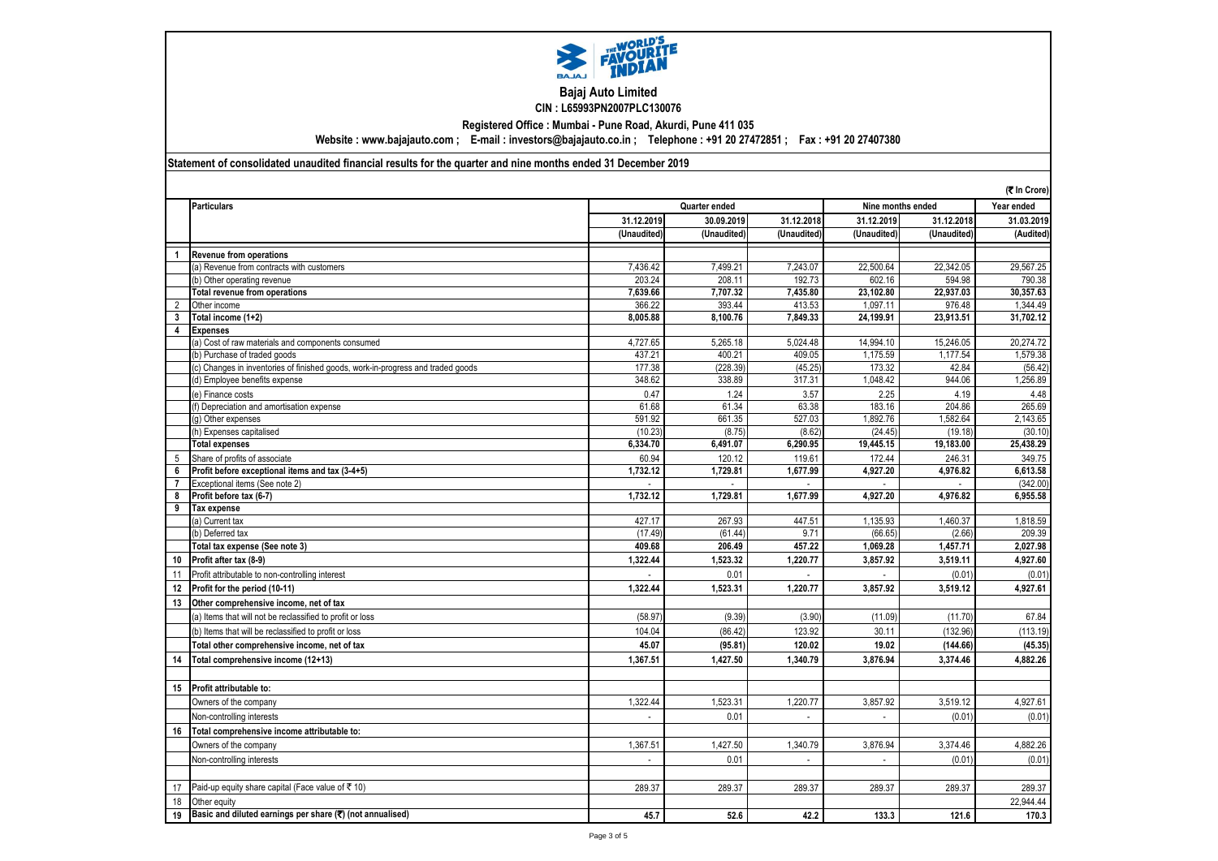# Bajaj Auto Limited

**CIN : L65993PN2007PLC130076**

**Registered Office : Mumbai - Pune Road, Akurdi, Pune 411 035**

**Website : www.bajajauto.com ; E-mail : investors@bajajauto.co.in ; Telephone : +91 20 27472851 ; Fax : +91 20 27407380**

**Statement of consolidated unaudited financial results for the quarter and nine months ended 31 December 2019**

(₹ In Crore)

| | Particulars | Quarter ended | | | Nine months ended | | Year ended |
|---|---|---|---|---|---|---|---|
| | | 31.12.2019 | 30.09.2019 | 31.12.2018 | 31.12.2019 | 31.12.2018 | 31.03.2019 |
| | | (Unaudited) | (Unaudited) | (Unaudited) | (Unaudited) | (Unaudited) | (Audited) |
| 1 | **Revenue from operations** | | | | | | |
| | (a) Revenue from contracts with customers | 7,436.42 | 7,499.21 | 7,243.07 | 22,500.64 | 22,342.05 | 29,567.25 |
| | (b) Other operating revenue | 203.24 | 208.11 | 192.73 | 602.16 | 594.98 | 790.38 |
| | **Total revenue from operations** | **7,639.66** | **7,707.32** | **7,435.80** | **23,102.80** | **22,937.03** | **30,357.63** |
| 2 | Other income | 366.22 | 393.44 | 413.53 | 1,097.11 | 976.48 | 1,344.49 |
| 3 | **Total income (1+2)** | **8,005.88** | **8,100.76** | **7,849.33** | **24,199.91** | **23,913.51** | **31,702.12** |
| 4 | **Expenses** | | | | | | |
| | (a) Cost of raw materials and components consumed | 4,727.65 | 5,265.18 | 5,024.48 | 14,994.10 | 15,246.05 | 20,274.72 |
| | (b) Purchase of traded goods | 437.21 | 400.21 | 409.05 | 1,175.59 | 1,177.54 | 1,579.38 |
| | (c) Changes in inventories of finished goods, work-in-progress and traded goods | 177.38 | (228.39) | (45.25) | 173.32 | 42.84 | (56.42) |
| | (d) Employee benefits expense | 348.62 | 338.89 | 317.31 | 1,048.42 | 944.06 | 1,256.89 |
| | (e) Finance costs | 0.47 | 1.24 | 3.57 | 2.25 | 4.19 | 4.48 |
| | (f) Depreciation and amortisation expense | 61.68 | 61.34 | 63.38 | 183.16 | 204.86 | 265.69 |
| | (g) Other expenses | 591.92 | 661.35 | 527.03 | 1,892.76 | 1,582.64 | 2,143.65 |
| | (h) Expenses capitalised | (10.23) | (8.75) | (8.62) | (24.45) | (19.18) | (30.10) |
| | **Total expenses** | **6,334.70** | **6,491.07** | **6,290.95** | **19,445.15** | **19,183.00** | **25,438.29** |
| 5 | Share of profits of associate | 60.94 | 120.12 | 119.61 | 172.44 | 246.31 | 349.75 |
| 6 | **Profit before exceptional items and tax (3-4+5)** | **1,732.12** | **1,729.81** | **1,677.99** | **4,927.20** | **4,976.82** | **6,613.58** |
| 7 | Exceptional items (See note 2) | - | - | - | - | - | (342.00) |
| 8 | **Profit before tax (6-7)** | **1,732.12** | **1,729.81** | **1,677.99** | **4,927.20** | **4,976.82** | **6,955.58** |
| 9 | **Tax expense** | | | | | | |
| | (a) Current tax | 427.17 | 267.93 | 447.51 | 1,135.93 | 1,460.37 | 1,818.59 |
| | (b) Deferred tax | (17.49) | (61.44) | 9.71 | (66.65) | (2.66) | 209.39 |
| | **Total tax expense (See note 3)** | **409.68** | **206.49** | **457.22** | **1,069.28** | **1,457.71** | **2,027.98** |
| 10 | **Profit after tax (8-9)** | **1,322.44** | **1,523.32** | **1,220.77** | **3,857.92** | **3,519.11** | **4,927.60** |
| 11 | Profit attributable to non-controlling interest | - | 0.01 | - | - | (0.01) | (0.01) |
| 12 | **Profit for the period (10-11)** | **1,322.44** | **1,523.31** | **1,220.77** | **3,857.92** | **3,519.12** | **4,927.61** |
| 13 | **Other comprehensive income, net of tax** | | | | | | |
| | (a) Items that will not be reclassified to profit or loss | (58.97) | (9.39) | (3.90) | (11.09) | (11.70) | 67.84 |
| | (b) Items that will be reclassified to profit or loss | 104.04 | (86.42) | 123.92 | 30.11 | (132.96) | (113.19) |
| | **Total other comprehensive income, net of tax** | **45.07** | **(95.81)** | **120.02** | **19.02** | **(144.66)** | **(45.35)** |
| 14 | **Total comprehensive income (12+13)** | **1,367.51** | **1,427.50** | **1,340.79** | **3,876.94** | **3,374.46** | **4,882.26** |
| 15 | **Profit attributable to:** | | | | | | |
| | Owners of the company | 1,322.44 | 1,523.31 | 1,220.77 | 3,857.92 | 3,519.12 | 4,927.61 |
| | Non-controlling interests | - | 0.01 | - | - | (0.01) | (0.01) |
| 16 | **Total comprehensive income attributable to:** | | | | | | |
| | Owners of the company | 1,367.51 | 1,427.50 | 1,340.79 | 3,876.94 | 3,374.46 | 4,882.26 |
| | Non-controlling interests | - | 0.01 | - | - | (0.01) | (0.01) |
| 17 | Paid-up equity share capital (Face value of ₹ 10) | 289.37 | 289.37 | 289.37 | 289.37 | 289.37 | 289.37 |
| 18 | Other equity | | | | | | 22,944.44 |
| 19 | **Basic and diluted earnings per share (₹) (not annualised)** | **45.7** | **52.6** | **42.2** | **133.3** | **121.6** | **170.3** |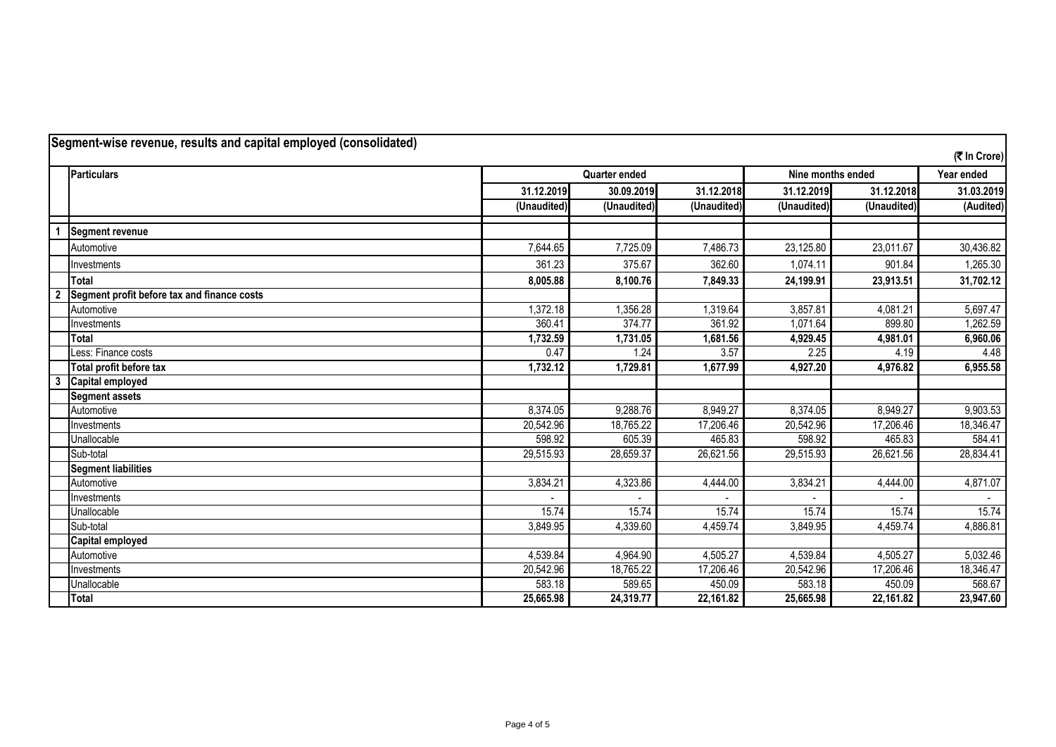## Segment-wise revenue, results and capital employed (consolidated)

(₹ In Crore)

| | Particulars | Quarter ended | | | Nine months ended | | Year ended |
|---|---|---|---|---|---|---|---|
| | | 31.12.2019 | 30.09.2019 | 31.12.2018 | 31.12.2019 | 31.12.2018 | 31.03.2019 |
| | | (Unaudited) | (Unaudited) | (Unaudited) | (Unaudited) | (Unaudited) | (Audited) |
| 1 | **Segment revenue** | | | | | | |
| | Automotive | 7,644.65 | 7,725.09 | 7,486.73 | 23,125.80 | 23,011.67 | 30,436.82 |
| | Investments | 361.23 | 375.67 | 362.60 | 1,074.11 | 901.84 | 1,265.30 |
| | **Total** | **8,005.88** | **8,100.76** | **7,849.33** | **24,199.91** | **23,913.51** | **31,702.12** |
| 2 | **Segment profit before tax and finance costs** | | | | | | |
| | Automotive | 1,372.18 | 1,356.28 | 1,319.64 | 3,857.81 | 4,081.21 | 5,697.47 |
| | Investments | 360.41 | 374.77 | 361.92 | 1,071.64 | 899.80 | 1,262.59 |
| | **Total** | **1,732.59** | **1,731.05** | **1,681.56** | **4,929.45** | **4,981.01** | **6,960.06** |
| | Less: Finance costs | 0.47 | 1.24 | 3.57 | 2.25 | 4.19 | 4.48 |
| | **Total profit before tax** | **1,732.12** | **1,729.81** | **1,677.99** | **4,927.20** | **4,976.82** | **6,955.58** |
| 3 | **Capital employed** | | | | | | |
| | **Segment assets** | | | | | | |
| | Automotive | 8,374.05 | 9,288.76 | 8,949.27 | 8,374.05 | 8,949.27 | 9,903.53 |
| | Investments | 20,542.96 | 18,765.22 | 17,206.46 | 20,542.96 | 17,206.46 | 18,346.47 |
| | Unallocable | 598.92 | 605.39 | 465.83 | 598.92 | 465.83 | 584.41 |
| | Sub-total | 29,515.93 | 28,659.37 | 26,621.56 | 29,515.93 | 26,621.56 | 28,834.41 |
| | **Segment liabilities** | | | | | | |
| | Automotive | 3,834.21 | 4,323.86 | 4,444.00 | 3,834.21 | 4,444.00 | 4,871.07 |
| | Investments | - | - | - | - | - | - |
| | Unallocable | 15.74 | 15.74 | 15.74 | 15.74 | 15.74 | 15.74 |
| | Sub-total | 3,849.95 | 4,339.60 | 4,459.74 | 3,849.95 | 4,459.74 | 4,886.81 |
| | **Capital employed** | | | | | | |
| | Automotive | 4,539.84 | 4,964.90 | 4,505.27 | 4,539.84 | 4,505.27 | 5,032.46 |
| | Investments | 20,542.96 | 18,765.22 | 17,206.46 | 20,542.96 | 17,206.46 | 18,346.47 |
| | Unallocable | 583.18 | 589.65 | 450.09 | 583.18 | 450.09 | 568.67 |
| | **Total** | **25,665.98** | **24,319.77** | **22,161.82** | **25,665.98** | **22,161.82** | **23,947.60** |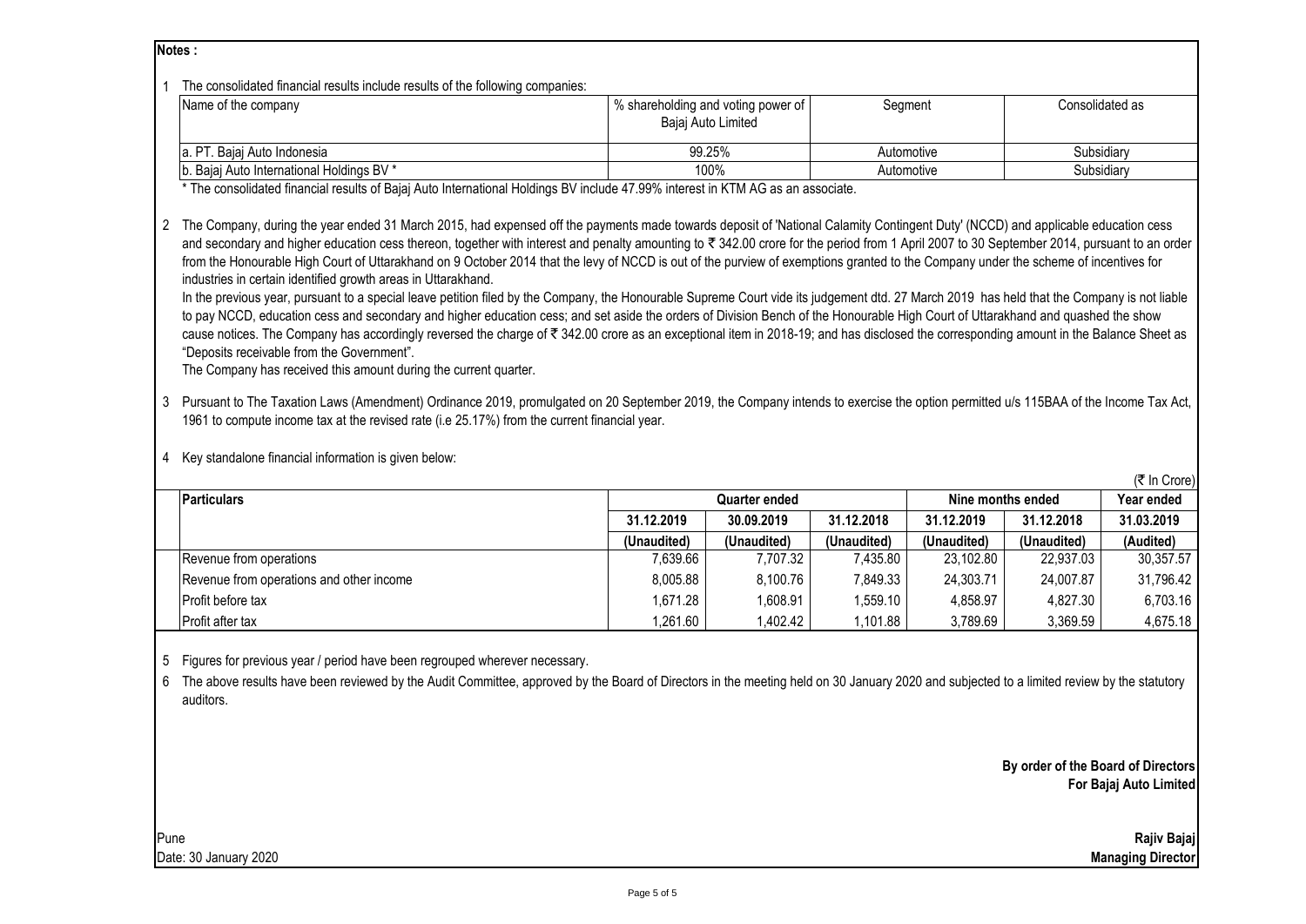**Notes :**

1. The consolidated financial results include results of the following companies:

| Name of the company | % shareholding and voting power of Bajaj Auto Limited | Segment | Consolidated as |
|---|---|---|---|
| a. PT. Bajaj Auto Indonesia | 99.25% | Automotive | Subsidiary |
| b. Bajaj Auto International Holdings BV * | 100% | Automotive | Subsidiary |

\* The consolidated financial results of Bajaj Auto International Holdings BV include 47.99% interest in KTM AG as an associate.

2. The Company, during the year ended 31 March 2015, had expensed off the payments made towards deposit of 'National Calamity Contingent Duty' (NCCD) and applicable education cess and secondary and higher education cess thereon, together with interest and penalty amounting to ₹ 342.00 crore for the period from 1 April 2007 to 30 September 2014, pursuant to an order from the Honourable High Court of Uttarakhand on 9 October 2014 that the levy of NCCD is out of the purview of exemptions granted to the Company under the scheme of incentives for industries in certain identified growth areas in Uttarakhand.
   In the previous year, pursuant to a special leave petition filed by the Company, the Honourable Supreme Court vide its judgement dtd. 27 March 2019 has held that the Company is not liable to pay NCCD, education cess and secondary and higher education cess; and set aside the orders of Division Bench of the Honourable High Court of Uttarakhand and quashed the show cause notices. The Company has accordingly reversed the charge of ₹ 342.00 crore as an exceptional item in 2018-19; and has disclosed the corresponding amount in the Balance Sheet as "Deposits receivable from the Government".
   The Company has received this amount during the current quarter.

3. Pursuant to The Taxation Laws (Amendment) Ordinance 2019, promulgated on 20 September 2019, the Company intends to exercise the option permitted u/s 115BAA of the Income Tax Act, 1961 to compute income tax at the revised rate (i.e 25.17%) from the current financial year.

4. Key standalone financial information is given below:

(₹ In Crore)

| Particulars | Quarter ended | | | Nine months ended | | Year ended |
|---|---|---|---|---|---|---|
| | 31.12.2019 | 30.09.2019 | 31.12.2018 | 31.12.2019 | 31.12.2018 | 31.03.2019 |
| | (Unaudited) | (Unaudited) | (Unaudited) | (Unaudited) | (Unaudited) | (Audited) |
| Revenue from operations | 7,639.66 | 7,707.32 | 7,435.80 | 23,102.80 | 22,937.03 | 30,357.57 |
| Revenue from operations and other income | 8,005.88 | 8,100.76 | 7,849.33 | 24,303.71 | 24,007.87 | 31,796.42 |
| Profit before tax | 1,671.28 | 1,608.91 | 1,559.10 | 4,858.97 | 4,827.30 | 6,703.16 |
| Profit after tax | 1,261.60 | 1,402.42 | 1,101.88 | 3,789.69 | 3,369.59 | 4,675.18 |

5. Figures for previous year / period have been regrouped wherever necessary.

6. The above results have been reviewed by the Audit Committee, approved by the Board of Directors in the meeting held on 30 January 2020 and subjected to a limited review by the statutory auditors.

**By order of the Board of Directors**
**For Bajaj Auto Limited**

Pune
Date: 30 January 2020

**Rajiv Bajaj**
**Managing Director**